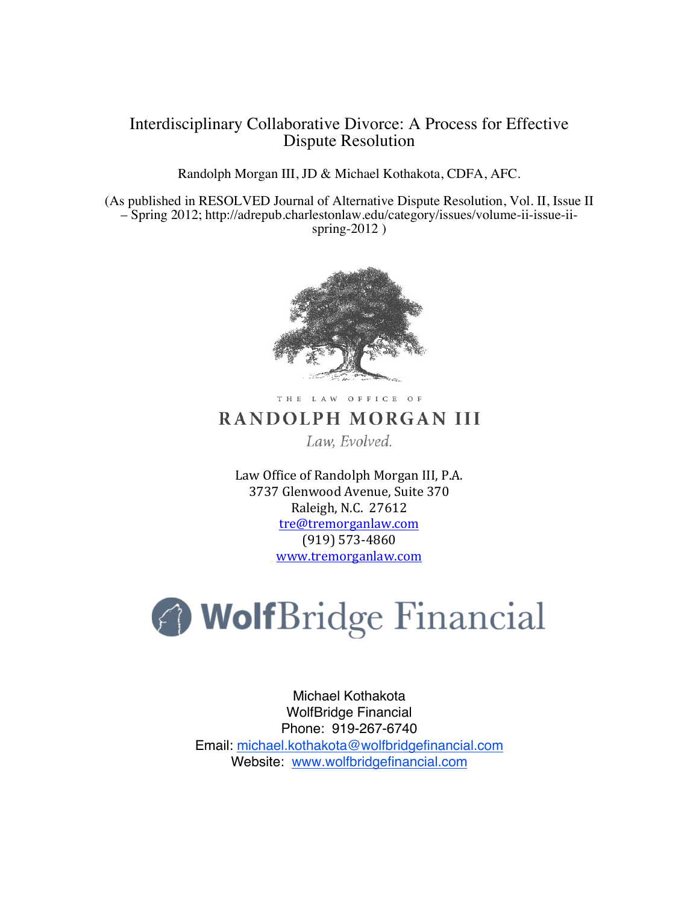# Interdisciplinary Collaborative Divorce: A Process for Effective Dispute Resolution

Randolph Morgan III, JD & Michael Kothakota, CDFA, AFC.

(As published in RESOLVED Journal of Alternative Dispute Resolution, Vol. II, Issue II – Spring 2012; http://adrepub.charlestonlaw.edu/category/issues/volume-ii-issue-ii-spring-2012 )

THE LAW OFFICE OF

**RANDOLPH MORGAN III**

*Law, Evolved.*

Law Office of Randolph Morgan III, P.A.
3737 Glenwood Avenue, Suite 370
Raleigh, N.C. 27612
tre@tremorganlaw.com
(919) 573-4860
www.tremorganlaw.com

**WolfBridge Financial**

Michael Kothakota
WolfBridge Financial
Phone: 919-267-6740
Email: michael.kothakota@wolfbridgefinancial.com
Website: www.wolfbridgefinancial.com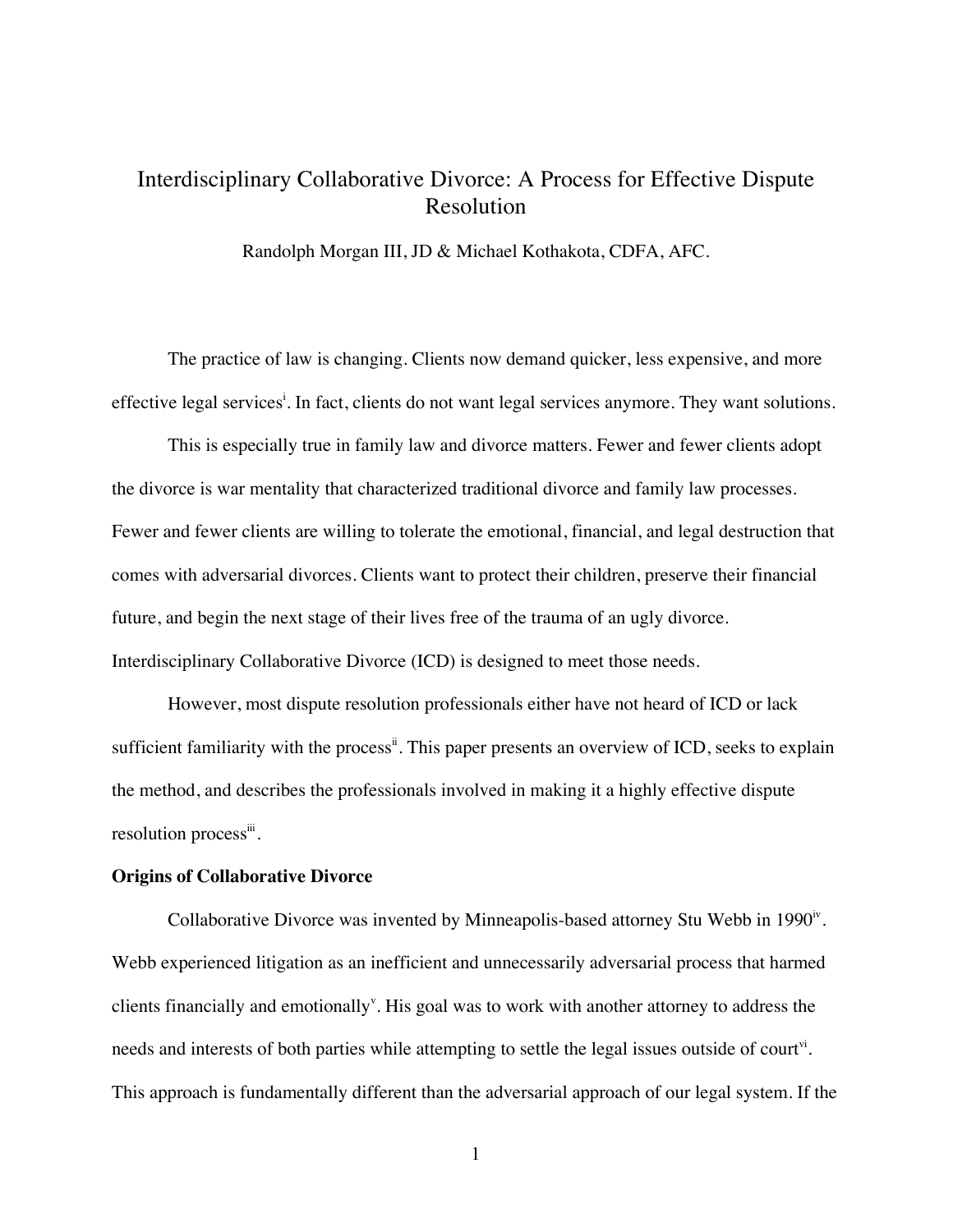# Interdisciplinary Collaborative Divorce: A Process for Effective Dispute Resolution

Randolph Morgan III, JD & Michael Kothakota, CDFA, AFC.

The practice of law is changing. Clients now demand quicker, less expensive, and more effective legal services[i]. In fact, clients do not want legal services anymore. They want solutions.

This is especially true in family law and divorce matters. Fewer and fewer clients adopt the divorce is war mentality that characterized traditional divorce and family law processes. Fewer and fewer clients are willing to tolerate the emotional, financial, and legal destruction that comes with adversarial divorces. Clients want to protect their children, preserve their financial future, and begin the next stage of their lives free of the trauma of an ugly divorce. Interdisciplinary Collaborative Divorce (ICD) is designed to meet those needs.

However, most dispute resolution professionals either have not heard of ICD or lack sufficient familiarity with the process[ii]. This paper presents an overview of ICD, seeks to explain the method, and describes the professionals involved in making it a highly effective dispute resolution process[iii].

**Origins of Collaborative Divorce**

Collaborative Divorce was invented by Minneapolis-based attorney Stu Webb in 1990[iv]. Webb experienced litigation as an inefficient and unnecessarily adversarial process that harmed clients financially and emotionally[v]. His goal was to work with another attorney to address the needs and interests of both parties while attempting to settle the legal issues outside of court[vi]. This approach is fundamentally different than the adversarial approach of our legal system. If the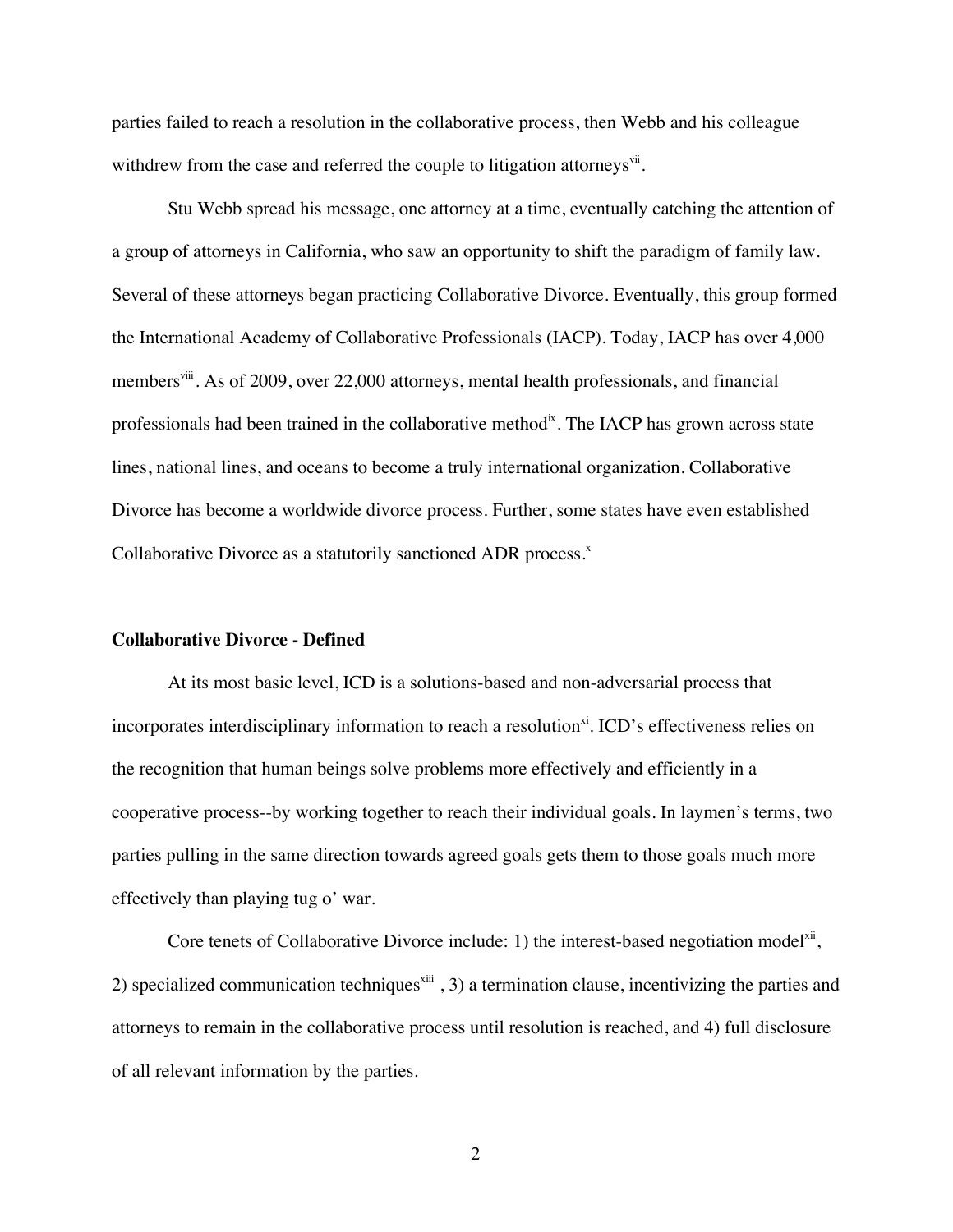parties failed to reach a resolution in the collaborative process, then Webb and his colleague withdrew from the case and referred the couple to litigation attorneys[vii].

Stu Webb spread his message, one attorney at a time, eventually catching the attention of a group of attorneys in California, who saw an opportunity to shift the paradigm of family law. Several of these attorneys began practicing Collaborative Divorce. Eventually, this group formed the International Academy of Collaborative Professionals (IACP). Today, IACP has over 4,000 members[viii]. As of 2009, over 22,000 attorneys, mental health professionals, and financial professionals had been trained in the collaborative method[ix]. The IACP has grown across state lines, national lines, and oceans to become a truly international organization. Collaborative Divorce has become a worldwide divorce process. Further, some states have even established Collaborative Divorce as a statutorily sanctioned ADR process.[x]

**Collaborative Divorce - Defined**

At its most basic level, ICD is a solutions-based and non-adversarial process that incorporates interdisciplinary information to reach a resolution[xi]. ICD's effectiveness relies on the recognition that human beings solve problems more effectively and efficiently in a cooperative process--by working together to reach their individual goals. In laymen's terms, two parties pulling in the same direction towards agreed goals gets them to those goals much more effectively than playing tug o' war.

Core tenets of Collaborative Divorce include: 1) the interest-based negotiation model[xii], 2) specialized communication techniques[xiii], 3) a termination clause, incentivizing the parties and attorneys to remain in the collaborative process until resolution is reached, and 4) full disclosure of all relevant information by the parties.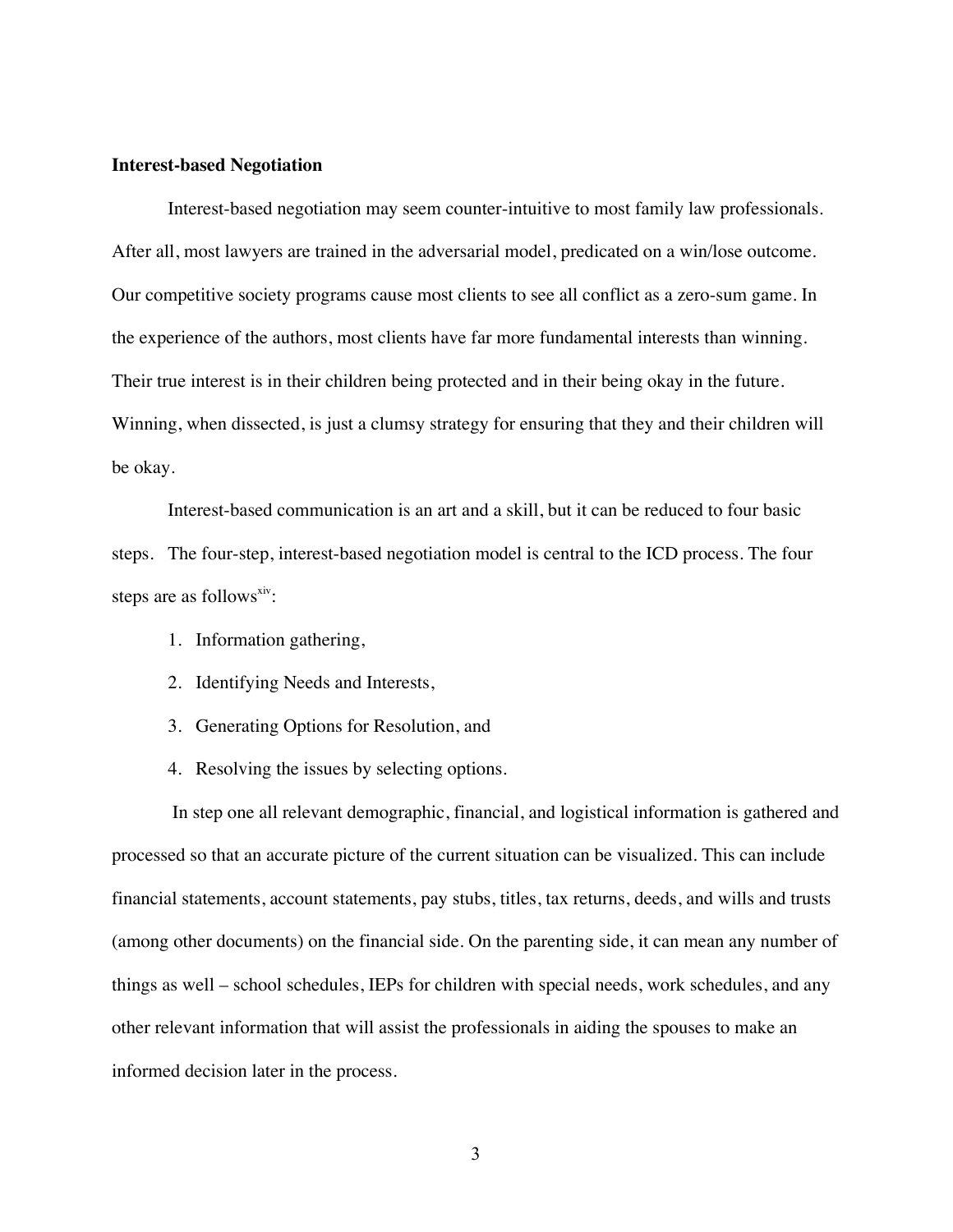**Interest-based Negotiation**

Interest-based negotiation may seem counter-intuitive to most family law professionals. After all, most lawyers are trained in the adversarial model, predicated on a win/lose outcome. Our competitive society programs cause most clients to see all conflict as a zero-sum game. In the experience of the authors, most clients have far more fundamental interests than winning. Their true interest is in their children being protected and in their being okay in the future. Winning, when dissected, is just a clumsy strategy for ensuring that they and their children will be okay.

Interest-based communication is an art and a skill, but it can be reduced to four basic steps. The four-step, interest-based negotiation model is central to the ICD process. The four steps are as follows[xiv]:

1. Information gathering,
2. Identifying Needs and Interests,
3. Generating Options for Resolution, and
4. Resolving the issues by selecting options.

In step one all relevant demographic, financial, and logistical information is gathered and processed so that an accurate picture of the current situation can be visualized. This can include financial statements, account statements, pay stubs, titles, tax returns, deeds, and wills and trusts (among other documents) on the financial side. On the parenting side, it can mean any number of things as well – school schedules, IEPs for children with special needs, work schedules, and any other relevant information that will assist the professionals in aiding the spouses to make an informed decision later in the process.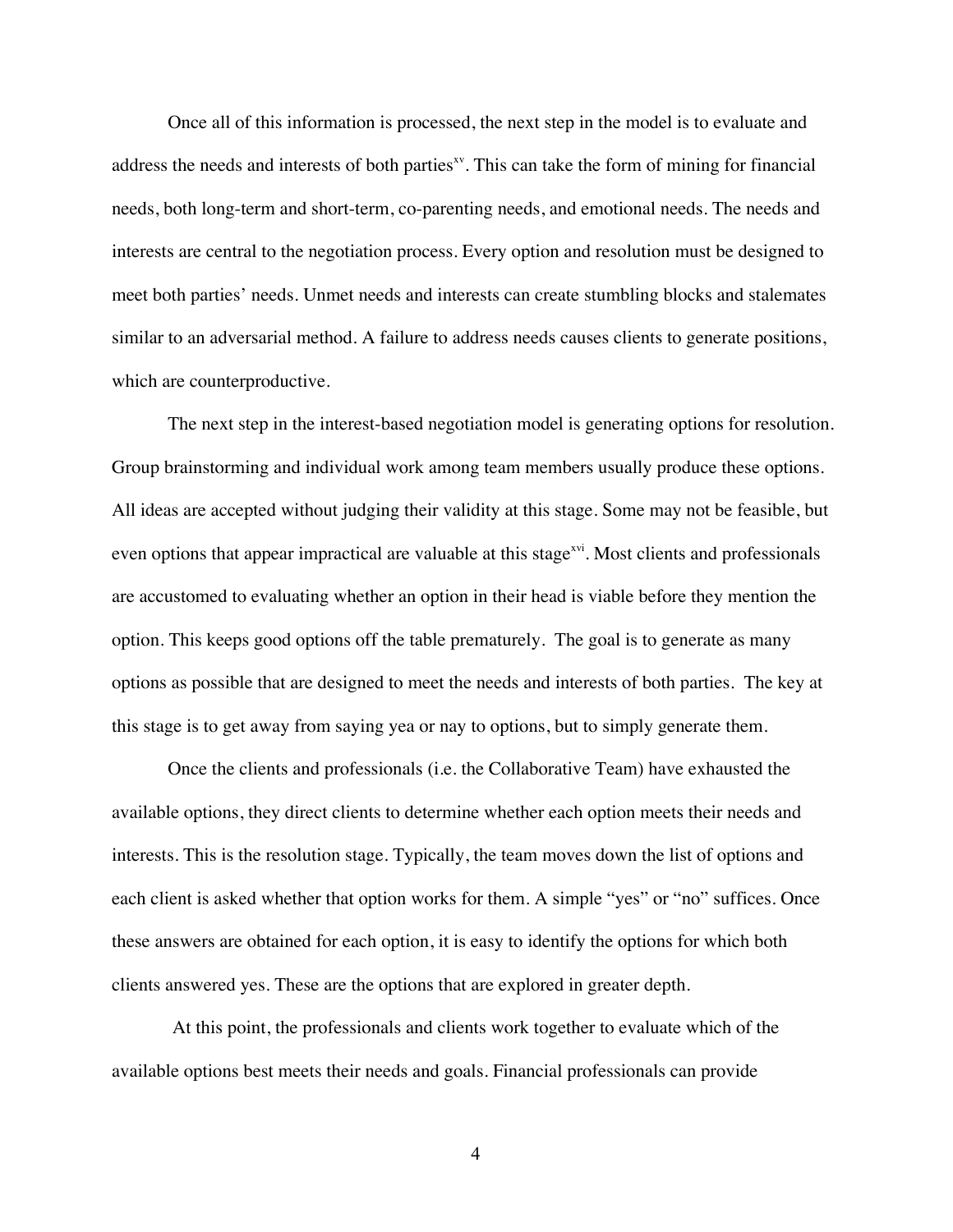Once all of this information is processed, the next step in the model is to evaluate and address the needs and interests of both parties[xv]. This can take the form of mining for financial needs, both long-term and short-term, co-parenting needs, and emotional needs. The needs and interests are central to the negotiation process. Every option and resolution must be designed to meet both parties' needs. Unmet needs and interests can create stumbling blocks and stalemates similar to an adversarial method. A failure to address needs causes clients to generate positions, which are counterproductive.

The next step in the interest-based negotiation model is generating options for resolution. Group brainstorming and individual work among team members usually produce these options. All ideas are accepted without judging their validity at this stage. Some may not be feasible, but even options that appear impractical are valuable at this stage[xvi]. Most clients and professionals are accustomed to evaluating whether an option in their head is viable before they mention the option. This keeps good options off the table prematurely. The goal is to generate as many options as possible that are designed to meet the needs and interests of both parties. The key at this stage is to get away from saying yea or nay to options, but to simply generate them.

Once the clients and professionals (i.e. the Collaborative Team) have exhausted the available options, they direct clients to determine whether each option meets their needs and interests. This is the resolution stage. Typically, the team moves down the list of options and each client is asked whether that option works for them. A simple "yes" or "no" suffices. Once these answers are obtained for each option, it is easy to identify the options for which both clients answered yes. These are the options that are explored in greater depth.

At this point, the professionals and clients work together to evaluate which of the available options best meets their needs and goals. Financial professionals can provide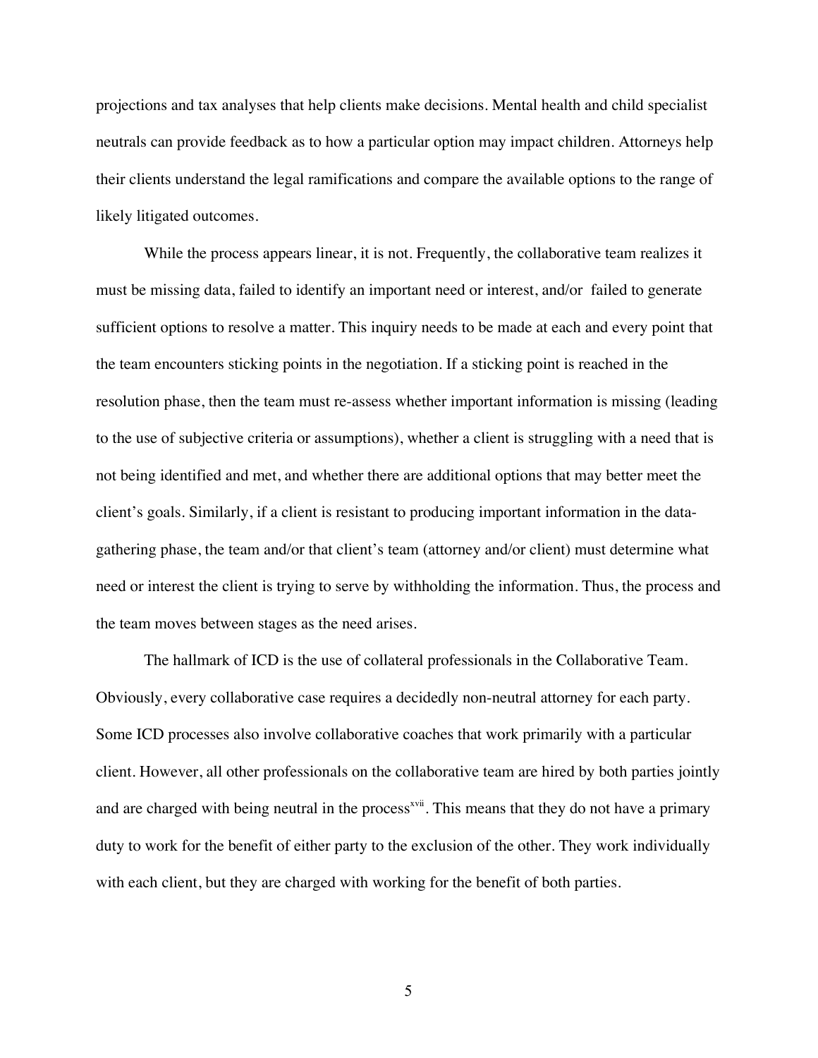projections and tax analyses that help clients make decisions. Mental health and child specialist neutrals can provide feedback as to how a particular option may impact children. Attorneys help their clients understand the legal ramifications and compare the available options to the range of likely litigated outcomes.

While the process appears linear, it is not. Frequently, the collaborative team realizes it must be missing data, failed to identify an important need or interest, and/or failed to generate sufficient options to resolve a matter. This inquiry needs to be made at each and every point that the team encounters sticking points in the negotiation. If a sticking point is reached in the resolution phase, then the team must re-assess whether important information is missing (leading to the use of subjective criteria or assumptions), whether a client is struggling with a need that is not being identified and met, and whether there are additional options that may better meet the client's goals. Similarly, if a client is resistant to producing important information in the data-gathering phase, the team and/or that client's team (attorney and/or client) must determine what need or interest the client is trying to serve by withholding the information. Thus, the process and the team moves between stages as the need arises.

The hallmark of ICD is the use of collateral professionals in the Collaborative Team. Obviously, every collaborative case requires a decidedly non-neutral attorney for each party. Some ICD processes also involve collaborative coaches that work primarily with a particular client. However, all other professionals on the collaborative team are hired by both parties jointly and are charged with being neutral in the process[xvii]. This means that they do not have a primary duty to work for the benefit of either party to the exclusion of the other. They work individually with each client, but they are charged with working for the benefit of both parties.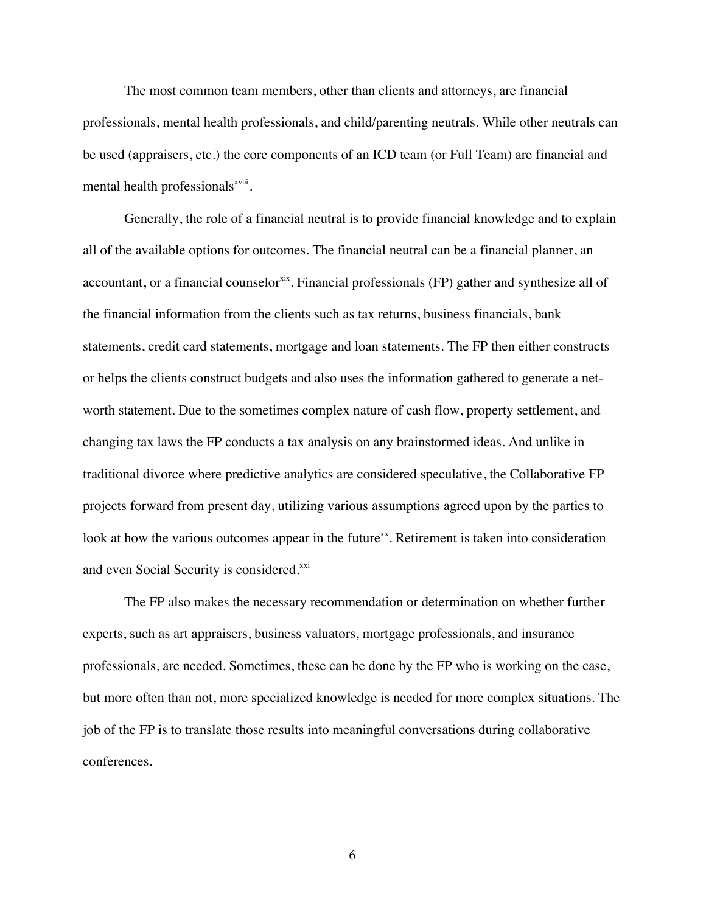The most common team members, other than clients and attorneys, are financial professionals, mental health professionals, and child/parenting neutrals. While other neutrals can be used (appraisers, etc.) the core components of an ICD team (or Full Team) are financial and mental health professionals[xviii].

Generally, the role of a financial neutral is to provide financial knowledge and to explain all of the available options for outcomes. The financial neutral can be a financial planner, an accountant, or a financial counselor[xix]. Financial professionals (FP) gather and synthesize all of the financial information from the clients such as tax returns, business financials, bank statements, credit card statements, mortgage and loan statements. The FP then either constructs or helps the clients construct budgets and also uses the information gathered to generate a net-worth statement. Due to the sometimes complex nature of cash flow, property settlement, and changing tax laws the FP conducts a tax analysis on any brainstormed ideas. And unlike in traditional divorce where predictive analytics are considered speculative, the Collaborative FP projects forward from present day, utilizing various assumptions agreed upon by the parties to look at how the various outcomes appear in the future[xx]. Retirement is taken into consideration and even Social Security is considered.[xxi]

The FP also makes the necessary recommendation or determination on whether further experts, such as art appraisers, business valuators, mortgage professionals, and insurance professionals, are needed. Sometimes, these can be done by the FP who is working on the case, but more often than not, more specialized knowledge is needed for more complex situations. The job of the FP is to translate those results into meaningful conversations during collaborative conferences.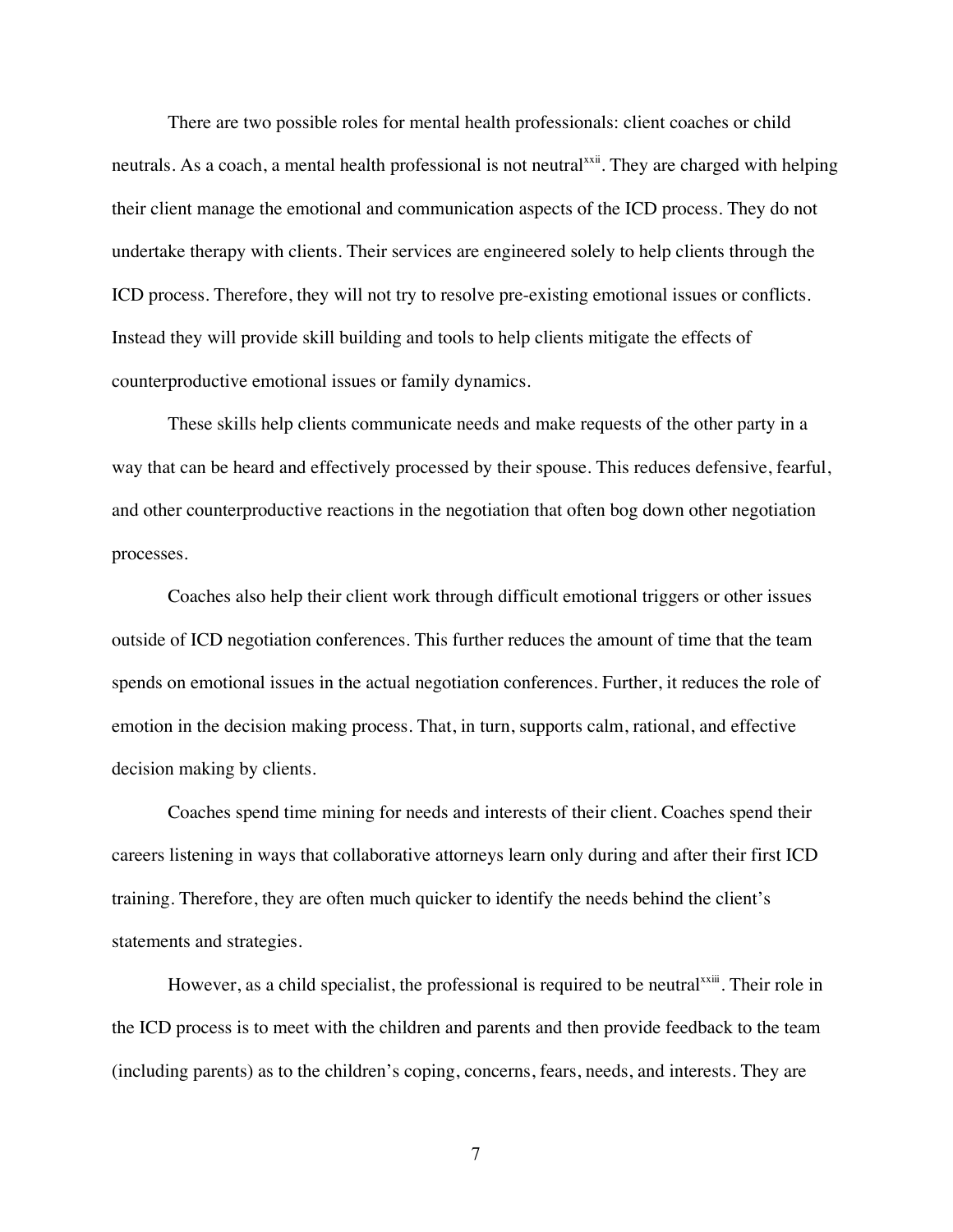There are two possible roles for mental health professionals: client coaches or child neutrals. As a coach, a mental health professional is not neutral[xxii]. They are charged with helping their client manage the emotional and communication aspects of the ICD process. They do not undertake therapy with clients. Their services are engineered solely to help clients through the ICD process. Therefore, they will not try to resolve pre-existing emotional issues or conflicts. Instead they will provide skill building and tools to help clients mitigate the effects of counterproductive emotional issues or family dynamics.

These skills help clients communicate needs and make requests of the other party in a way that can be heard and effectively processed by their spouse. This reduces defensive, fearful, and other counterproductive reactions in the negotiation that often bog down other negotiation processes.

Coaches also help their client work through difficult emotional triggers or other issues outside of ICD negotiation conferences. This further reduces the amount of time that the team spends on emotional issues in the actual negotiation conferences. Further, it reduces the role of emotion in the decision making process. That, in turn, supports calm, rational, and effective decision making by clients.

Coaches spend time mining for needs and interests of their client. Coaches spend their careers listening in ways that collaborative attorneys learn only during and after their first ICD training. Therefore, they are often much quicker to identify the needs behind the client's statements and strategies.

However, as a child specialist, the professional is required to be neutral[xxiii]. Their role in the ICD process is to meet with the children and parents and then provide feedback to the team (including parents) as to the children's coping, concerns, fears, needs, and interests. They are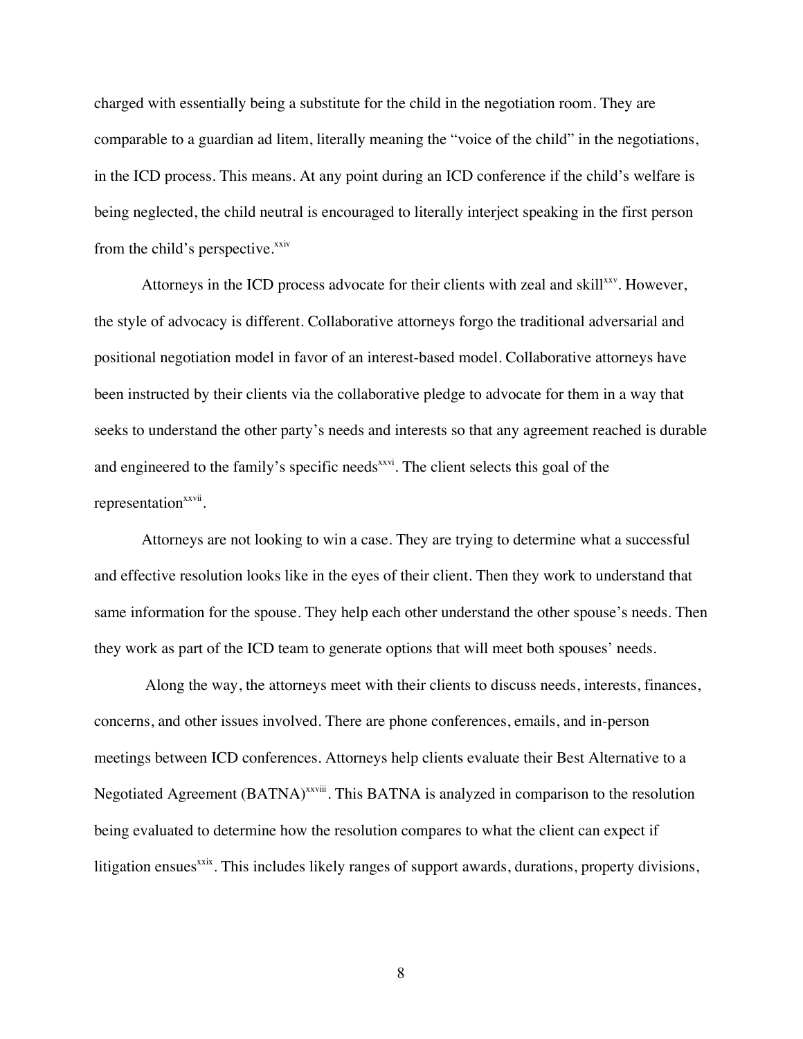charged with essentially being a substitute for the child in the negotiation room. They are comparable to a guardian ad litem, literally meaning the "voice of the child" in the negotiations, in the ICD process. This means. At any point during an ICD conference if the child's welfare is being neglected, the child neutral is encouraged to literally interject speaking in the first person from the child's perspective.[xxiv]

Attorneys in the ICD process advocate for their clients with zeal and skill[xxv]. However, the style of advocacy is different. Collaborative attorneys forgo the traditional adversarial and positional negotiation model in favor of an interest-based model. Collaborative attorneys have been instructed by their clients via the collaborative pledge to advocate for them in a way that seeks to understand the other party's needs and interests so that any agreement reached is durable and engineered to the family's specific needs[xxvi]. The client selects this goal of the representation[xxvii].

Attorneys are not looking to win a case. They are trying to determine what a successful and effective resolution looks like in the eyes of their client. Then they work to understand that same information for the spouse. They help each other understand the other spouse's needs. Then they work as part of the ICD team to generate options that will meet both spouses' needs.

Along the way, the attorneys meet with their clients to discuss needs, interests, finances, concerns, and other issues involved. There are phone conferences, emails, and in-person meetings between ICD conferences. Attorneys help clients evaluate their Best Alternative to a Negotiated Agreement (BATNA)[xxviii]. This BATNA is analyzed in comparison to the resolution being evaluated to determine how the resolution compares to what the client can expect if litigation ensues[xxix]. This includes likely ranges of support awards, durations, property divisions,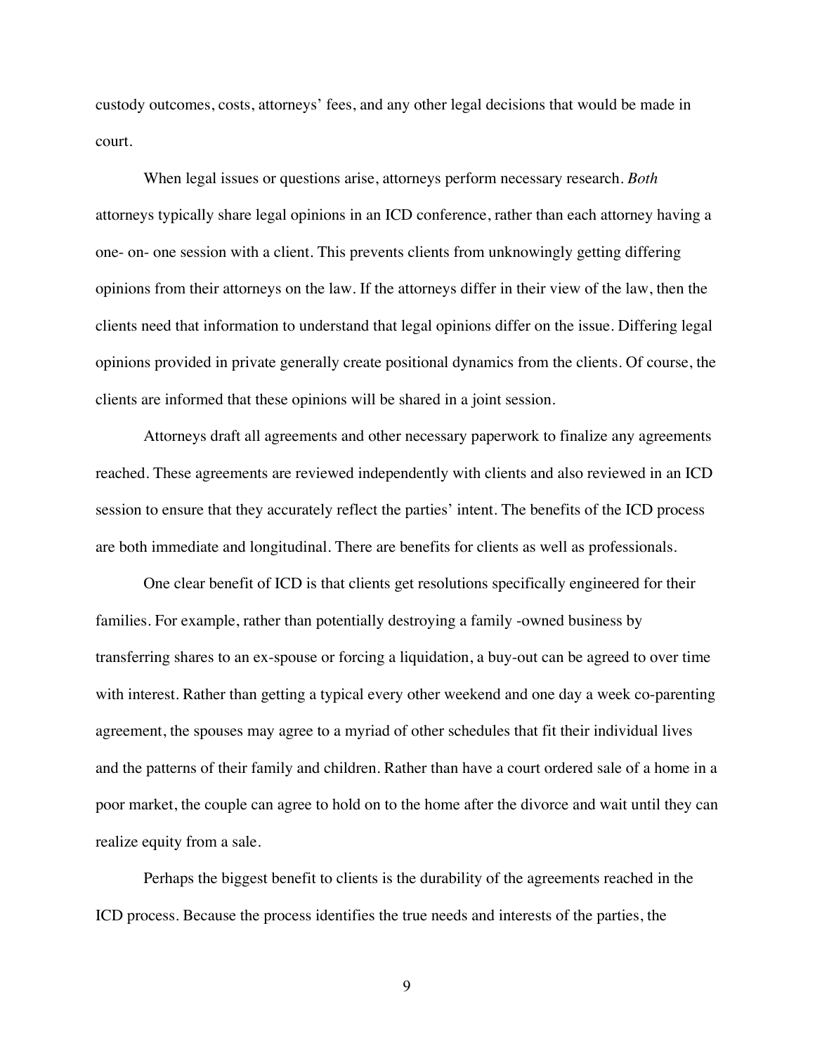custody outcomes, costs, attorneys' fees, and any other legal decisions that would be made in court.

When legal issues or questions arise, attorneys perform necessary research. *Both* attorneys typically share legal opinions in an ICD conference, rather than each attorney having a one- on- one session with a client. This prevents clients from unknowingly getting differing opinions from their attorneys on the law. If the attorneys differ in their view of the law, then the clients need that information to understand that legal opinions differ on the issue. Differing legal opinions provided in private generally create positional dynamics from the clients. Of course, the clients are informed that these opinions will be shared in a joint session.

Attorneys draft all agreements and other necessary paperwork to finalize any agreements reached. These agreements are reviewed independently with clients and also reviewed in an ICD session to ensure that they accurately reflect the parties' intent. The benefits of the ICD process are both immediate and longitudinal. There are benefits for clients as well as professionals.

One clear benefit of ICD is that clients get resolutions specifically engineered for their families. For example, rather than potentially destroying a family -owned business by transferring shares to an ex-spouse or forcing a liquidation, a buy-out can be agreed to over time with interest. Rather than getting a typical every other weekend and one day a week co-parenting agreement, the spouses may agree to a myriad of other schedules that fit their individual lives and the patterns of their family and children. Rather than have a court ordered sale of a home in a poor market, the couple can agree to hold on to the home after the divorce and wait until they can realize equity from a sale.

Perhaps the biggest benefit to clients is the durability of the agreements reached in the ICD process. Because the process identifies the true needs and interests of the parties, the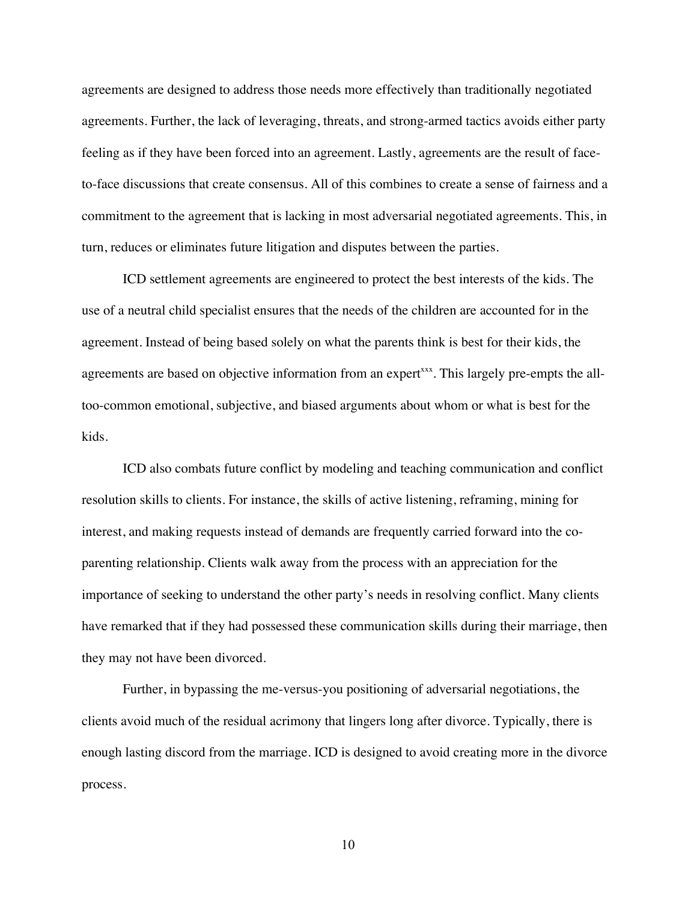agreements are designed to address those needs more effectively than traditionally negotiated agreements. Further, the lack of leveraging, threats, and strong-armed tactics avoids either party feeling as if they have been forced into an agreement. Lastly, agreements are the result of face-to-face discussions that create consensus. All of this combines to create a sense of fairness and a commitment to the agreement that is lacking in most adversarial negotiated agreements. This, in turn, reduces or eliminates future litigation and disputes between the parties.

ICD settlement agreements are engineered to protect the best interests of the kids. The use of a neutral child specialist ensures that the needs of the children are accounted for in the agreement. Instead of being based solely on what the parents think is best for their kids, the agreements are based on objective information from an expert[xxx]. This largely pre-empts the all-too-common emotional, subjective, and biased arguments about whom or what is best for the kids.

ICD also combats future conflict by modeling and teaching communication and conflict resolution skills to clients. For instance, the skills of active listening, reframing, mining for interest, and making requests instead of demands are frequently carried forward into the co-parenting relationship. Clients walk away from the process with an appreciation for the importance of seeking to understand the other party's needs in resolving conflict. Many clients have remarked that if they had possessed these communication skills during their marriage, then they may not have been divorced.

Further, in bypassing the me-versus-you positioning of adversarial negotiations, the clients avoid much of the residual acrimony that lingers long after divorce. Typically, there is enough lasting discord from the marriage. ICD is designed to avoid creating more in the divorce process.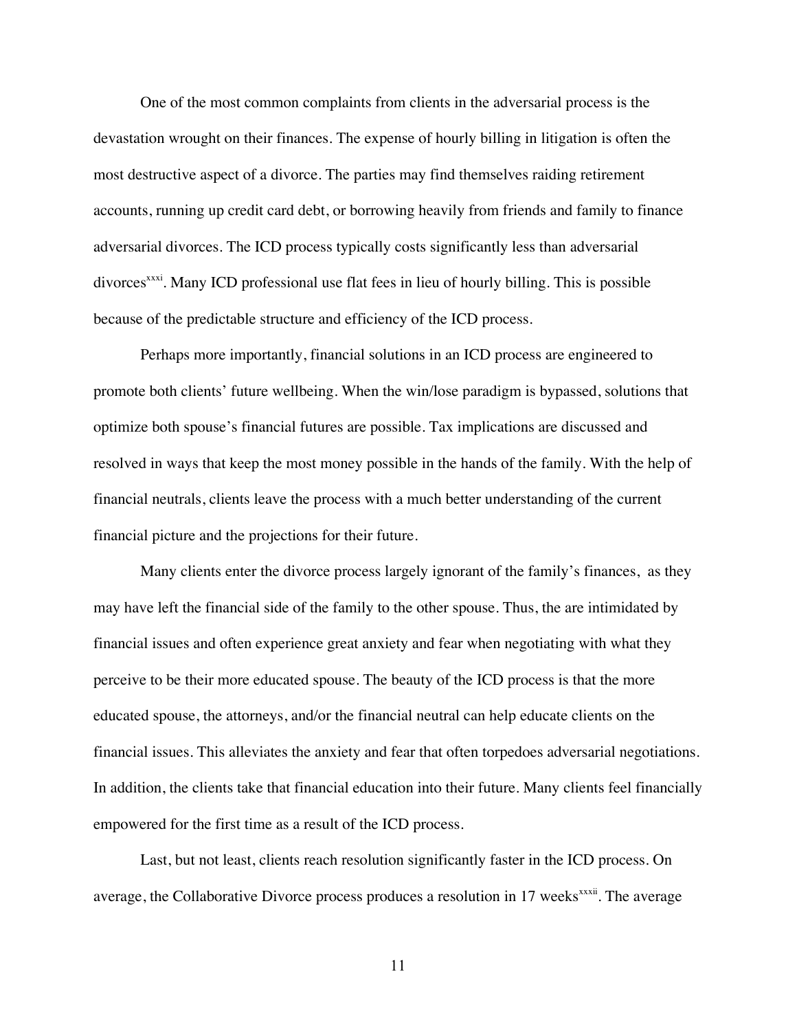One of the most common complaints from clients in the adversarial process is the devastation wrought on their finances. The expense of hourly billing in litigation is often the most destructive aspect of a divorce. The parties may find themselves raiding retirement accounts, running up credit card debt, or borrowing heavily from friends and family to finance adversarial divorces. The ICD process typically costs significantly less than adversarial divorces[xxxi]. Many ICD professional use flat fees in lieu of hourly billing. This is possible because of the predictable structure and efficiency of the ICD process.

Perhaps more importantly, financial solutions in an ICD process are engineered to promote both clients' future wellbeing. When the win/lose paradigm is bypassed, solutions that optimize both spouse's financial futures are possible. Tax implications are discussed and resolved in ways that keep the most money possible in the hands of the family. With the help of financial neutrals, clients leave the process with a much better understanding of the current financial picture and the projections for their future.

Many clients enter the divorce process largely ignorant of the family's finances, as they may have left the financial side of the family to the other spouse. Thus, the are intimidated by financial issues and often experience great anxiety and fear when negotiating with what they perceive to be their more educated spouse. The beauty of the ICD process is that the more educated spouse, the attorneys, and/or the financial neutral can help educate clients on the financial issues. This alleviates the anxiety and fear that often torpedoes adversarial negotiations. In addition, the clients take that financial education into their future. Many clients feel financially empowered for the first time as a result of the ICD process.

Last, but not least, clients reach resolution significantly faster in the ICD process. On average, the Collaborative Divorce process produces a resolution in 17 weeks[xxxii]. The average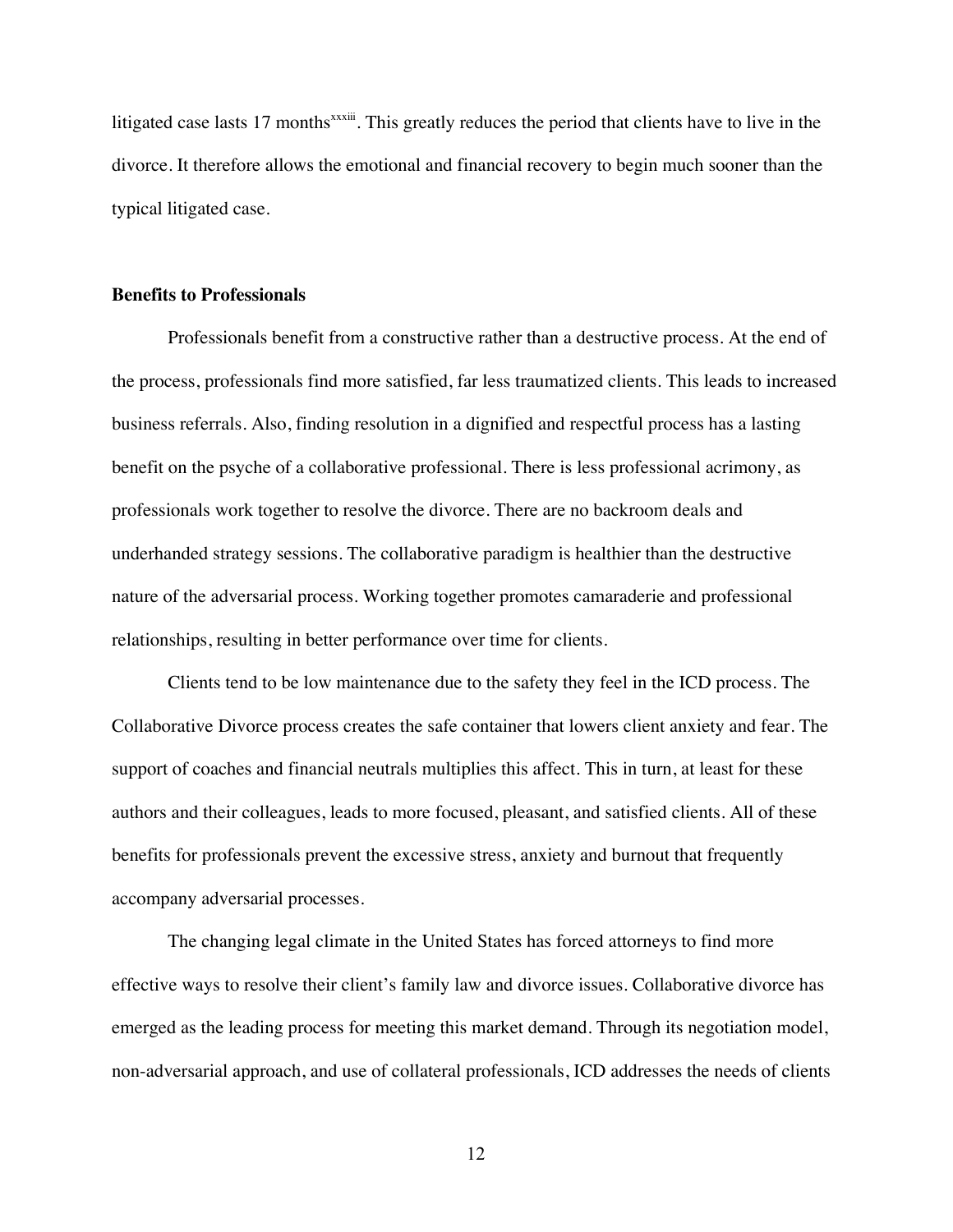litigated case lasts 17 months[xxxiii]. This greatly reduces the period that clients have to live in the divorce. It therefore allows the emotional and financial recovery to begin much sooner than the typical litigated case.

**Benefits to Professionals**

Professionals benefit from a constructive rather than a destructive process. At the end of the process, professionals find more satisfied, far less traumatized clients. This leads to increased business referrals. Also, finding resolution in a dignified and respectful process has a lasting benefit on the psyche of a collaborative professional. There is less professional acrimony, as professionals work together to resolve the divorce. There are no backroom deals and underhanded strategy sessions. The collaborative paradigm is healthier than the destructive nature of the adversarial process. Working together promotes camaraderie and professional relationships, resulting in better performance over time for clients.

Clients tend to be low maintenance due to the safety they feel in the ICD process. The Collaborative Divorce process creates the safe container that lowers client anxiety and fear. The support of coaches and financial neutrals multiplies this affect. This in turn, at least for these authors and their colleagues, leads to more focused, pleasant, and satisfied clients. All of these benefits for professionals prevent the excessive stress, anxiety and burnout that frequently accompany adversarial processes.

The changing legal climate in the United States has forced attorneys to find more effective ways to resolve their client's family law and divorce issues. Collaborative divorce has emerged as the leading process for meeting this market demand. Through its negotiation model, non-adversarial approach, and use of collateral professionals, ICD addresses the needs of clients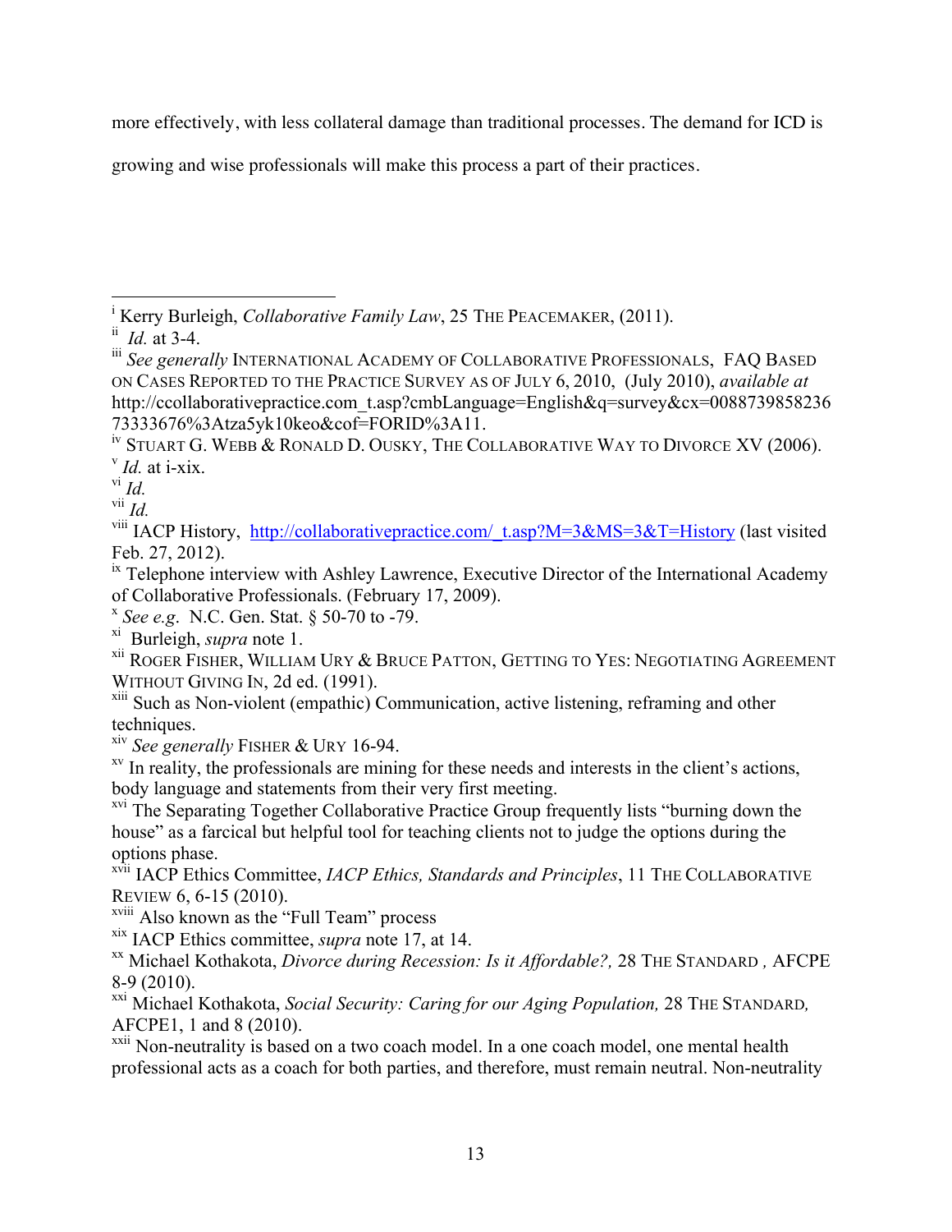more effectively, with less collateral damage than traditional processes. The demand for ICD is growing and wise professionals will make this process a part of their practices.

---

[i] Kerry Burleigh, *Collaborative Family Law*, 25 THE PEACEMAKER, (2011).

[ii] *Id.* at 3-4.

[iii] *See generally* INTERNATIONAL ACADEMY OF COLLABORATIVE PROFESSIONALS, FAQ BASED ON CASES REPORTED TO THE PRACTICE SURVEY AS OF JULY 6, 2010, (July 2010), *available at* http://ccollaborativepractice.com_t.asp?cmbLanguage=English&q=survey&cx=008873985823673333676%3Atza5yk10keo&cof=FORID%3A11.

[iv] STUART G. WEBB & RONALD D. OUSKY, THE COLLABORATIVE WAY TO DIVORCE XV (2006).

[v] *Id.* at i-xix.

[vi] *Id.*

[vii] *Id.*

[viii] IACP History, http://collaborativepractice.com/_t.asp?M=3&MS=3&T=History (last visited Feb. 27, 2012).

[ix] Telephone interview with Ashley Lawrence, Executive Director of the International Academy of Collaborative Professionals. (February 17, 2009).

[x] *See e.g.* N.C. Gen. Stat. § 50-70 to -79.

[xi] Burleigh, *supra* note 1.

[xii] ROGER FISHER, WILLIAM URY & BRUCE PATTON, GETTING TO YES: NEGOTIATING AGREEMENT WITHOUT GIVING IN, 2d ed. (1991).

[xiii] Such as Non-violent (empathic) Communication, active listening, reframing and other techniques.

[xiv] *See generally* FISHER & URY 16-94.

[xv] In reality, the professionals are mining for these needs and interests in the client's actions, body language and statements from their very first meeting.

[xvi] The Separating Together Collaborative Practice Group frequently lists "burning down the house" as a farcical but helpful tool for teaching clients not to judge the options during the options phase.

[xvii] IACP Ethics Committee, *IACP Ethics, Standards and Principles*, 11 THE COLLABORATIVE REVIEW 6, 6-15 (2010).

[xviii] Also known as the "Full Team" process

[xix] IACP Ethics committee, *supra* note 17, at 14.

[xx] Michael Kothakota, *Divorce during Recession: Is it Affordable?,* 28 THE STANDARD , AFCPE 8-9 (2010).

[xxi] Michael Kothakota, *Social Security: Caring for our Aging Population,* 28 THE STANDARD, AFCPE1, 1 and 8 (2010).

[xxii] Non-neutrality is based on a two coach model. In a one coach model, one mental health professional acts as a coach for both parties, and therefore, must remain neutral. Non-neutrality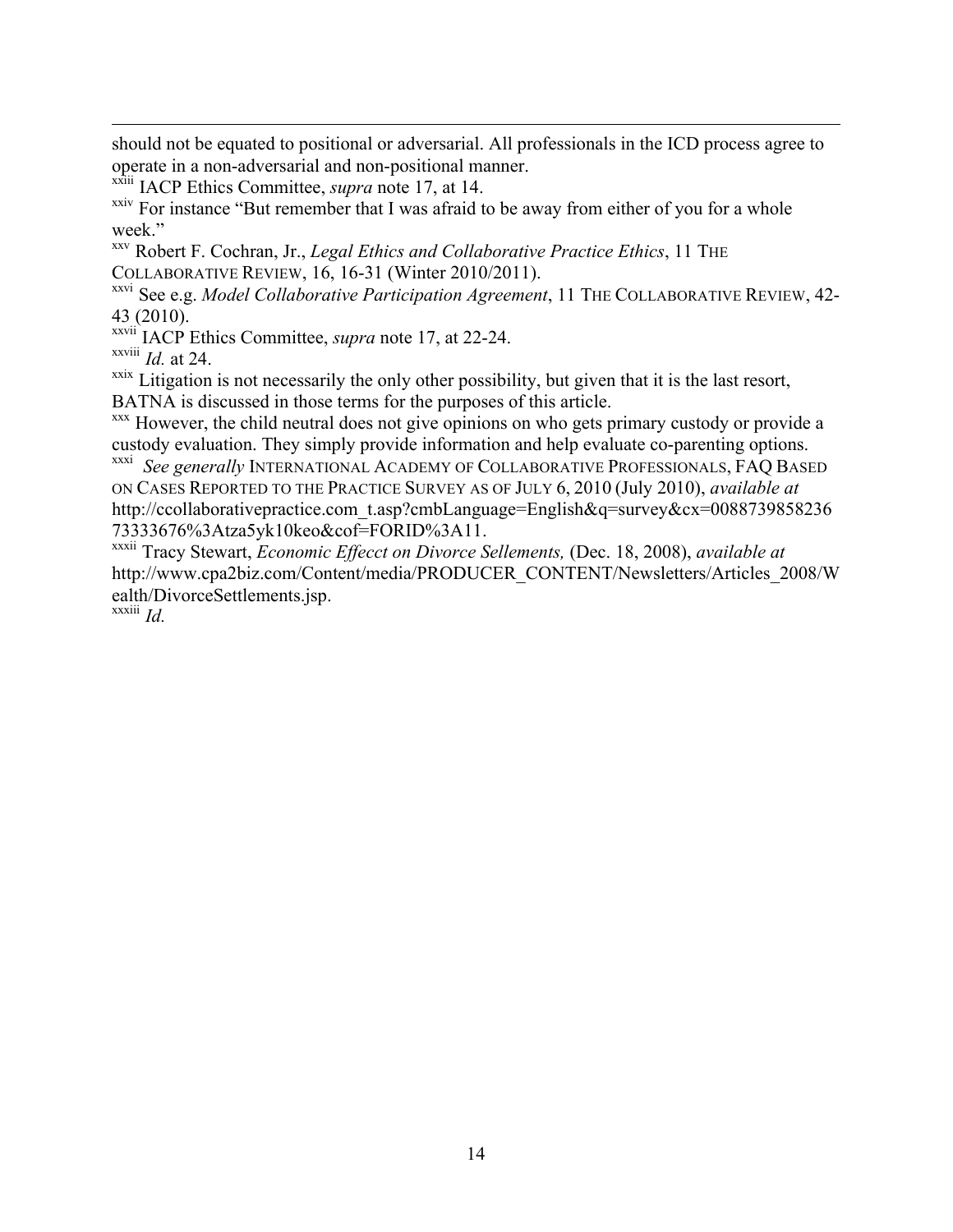should not be equated to positional or adversarial. All professionals in the ICD process agree to operate in a non-adversarial and non-positional manner.

[xxiii] IACP Ethics Committee, *supra* note 17, at 14.

[xxiv] For instance "But remember that I was afraid to be away from either of you for a whole week."

[xxv] Robert F. Cochran, Jr., *Legal Ethics and Collaborative Practice Ethics*, 11 THE COLLABORATIVE REVIEW, 16, 16-31 (Winter 2010/2011).

[xxvi] See e.g. *Model Collaborative Participation Agreement*, 11 THE COLLABORATIVE REVIEW, 42-43 (2010).

[xxvii] IACP Ethics Committee, *supra* note 17, at 22-24.

[xxviii] *Id.* at 24.

[xxix] Litigation is not necessarily the only other possibility, but given that it is the last resort, BATNA is discussed in those terms for the purposes of this article.

[xxx] However, the child neutral does not give opinions on who gets primary custody or provide a custody evaluation. They simply provide information and help evaluate co-parenting options.

[xxxi] *See generally* INTERNATIONAL ACADEMY OF COLLABORATIVE PROFESSIONALS, FAQ BASED ON CASES REPORTED TO THE PRACTICE SURVEY AS OF JULY 6, 2010 (July 2010), *available at* http://ccollaborativepractice.com_t.asp?cmbLanguage=English&q=survey&cx=008873985823673333676%3Atza5yk10keo&cof=FORID%3A11.

[xxxii] Tracy Stewart, *Economic Effecct on Divorce Sellements,* (Dec. 18, 2008), *available at* http://www.cpa2biz.com/Content/media/PRODUCER_CONTENT/Newsletters/Articles_2008/Wealth/DivorceSettlements.jsp.

[xxxiii] *Id.*